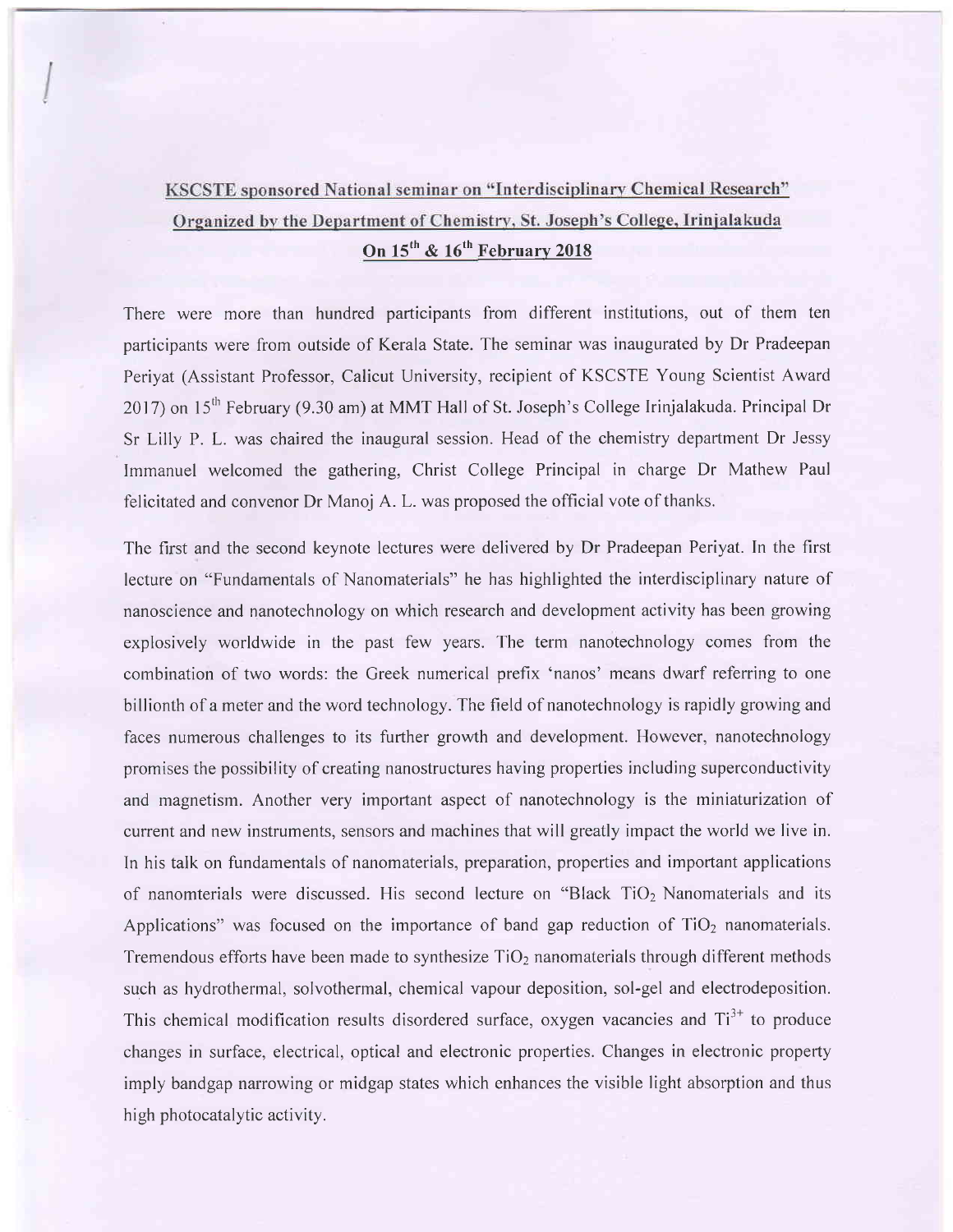**KSCSTE sponsored National seminar on "Interdisciplinary Chemical Research"**

**Organized by the Department of Chemistry, St. Joseph's College, Irinjalakuda**

**On $15^{th}$ & $16^{th}$ February 2018**

There were more than hundred participants from different institutions, out of them ten participants were from outside of Kerala State. The seminar was inaugurated by Dr Pradeepan Periyat (Assistant Professor, Calicut University, recipient of KSCSTE Young Scientist Award 2017) on $15^{th}$ February (9.30 am) at MMT Hall of St. Joseph's College Irinjalakuda. Principal Dr Sr Lilly P. L. was chaired the inaugural session. Head of the chemistry department Dr Jessy Immanuel welcomed the gathering, Christ College Principal in charge Dr Mathew Paul felicitated and convenor Dr Manoj A. L. was proposed the official vote of thanks.

The first and the second keynote lectures were delivered by Dr Pradeepan Periyat. In the first lecture on "Fundamentals of Nanomaterials" he has highlighted the interdisciplinary nature of nanoscience and nanotechnology on which research and development activity has been growing explosively worldwide in the past few years. The term nanotechnology comes from the combination of two words: the Greek numerical prefix 'nanos' means dwarf referring to one billionth of a meter and the word technology. The field of nanotechnology is rapidly growing and faces numerous challenges to its further growth and development. However, nanotechnology promises the possibility of creating nanostructures having properties including superconductivity and magnetism. Another very important aspect of nanotechnology is the miniaturization of current and new instruments, sensors and machines that will greatly impact the world we live in. In his talk on fundamentals of nanomaterials, preparation, properties and important applications of nanomterials were discussed. His second lecture on "Black $TiO_2$ Nanomaterials and its Applications" was focused on the importance of band gap reduction of $TiO_2$ nanomaterials. Tremendous efforts have been made to synthesize $TiO_2$ nanomaterials through different methods such as hydrothermal, solvothermal, chemical vapour deposition, sol-gel and electrodeposition. This chemical modification results disordered surface, oxygen vacancies and $Ti^{3+}$ to produce changes in surface, electrical, optical and electronic properties. Changes in electronic property imply bandgap narrowing or midgap states which enhances the visible light absorption and thus high photocatalytic activity.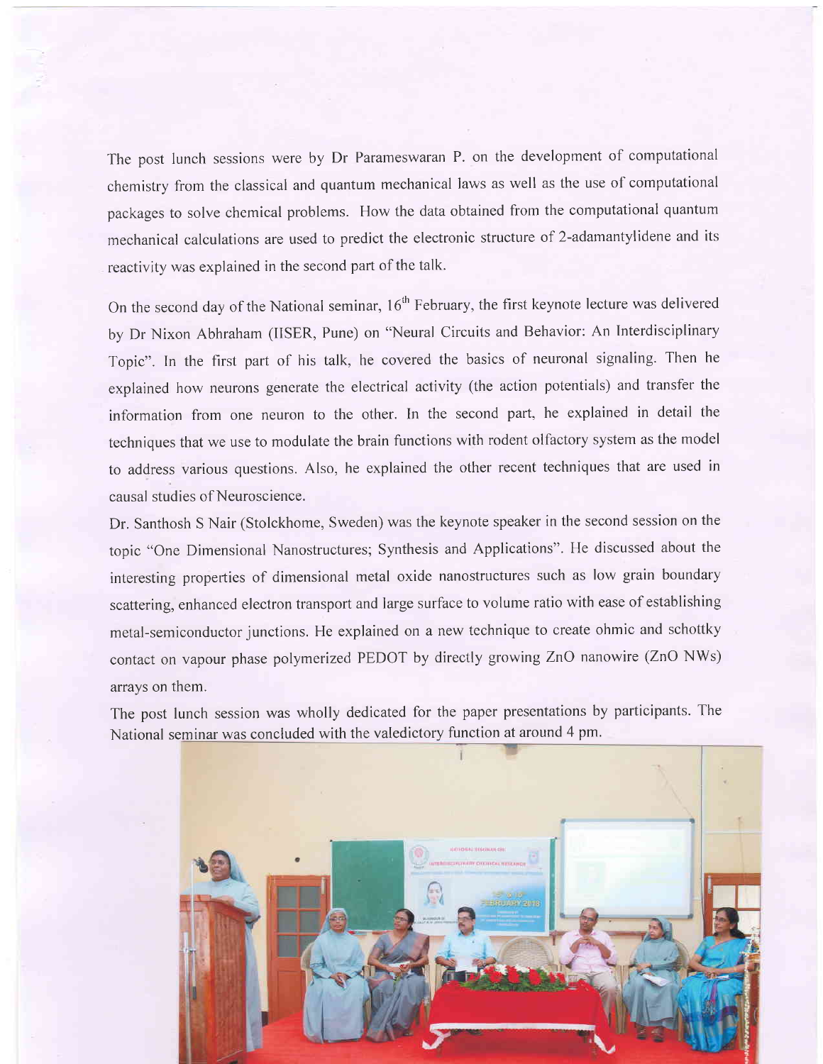The post lunch sessions were by Dr Parameswaran P. on the development of computational chemistry from the classical and quantum mechanical laws as well as the use of computational packages to solve chemical problems. How the data obtained from the computational quantum mechanical calculations are used to predict the electronic structure of 2-adamantylidene and its reactivity was explained in the second part of the talk.

On the second day of the National seminar, 16th February, the first keynote lecture was delivered by Dr Nixon Abhraham (IISER, Pune) on "Neural Circuits and Behavior: An Interdisciplinary Topic". In the first part of his talk, he covered the basics of neuronal signaling. Then he explained how neurons generate the electrical activity (the action potentials) and transfer the information from one neuron to the other. In the second part, he explained in detail the techniques that we use to modulate the brain functions with rodent olfactory system as the model to address various questions. Also, he explained the other recent techniques that are used in causal studies of Neuroscience.

Dr. Santhosh S Nair (Stolckhome, Sweden) was the keynote speaker in the second session on the topic "One Dimensional Nanostructures; Synthesis and Applications". He discussed about the interesting properties of dimensional metal oxide nanostructures such as low grain boundary scattering, enhanced electron transport and large surface to volume ratio with ease of establishing metal-semiconductor junctions. He explained on a new technique to create ohmic and schottky contact on vapour phase polymerized PEDOT by directly growing ZnO nanowire (ZnO NWs) arrays on them.

The post lunch session was wholly dedicated for the paper presentations by participants. The National seminar was concluded with the valedictory function at around 4 pm.